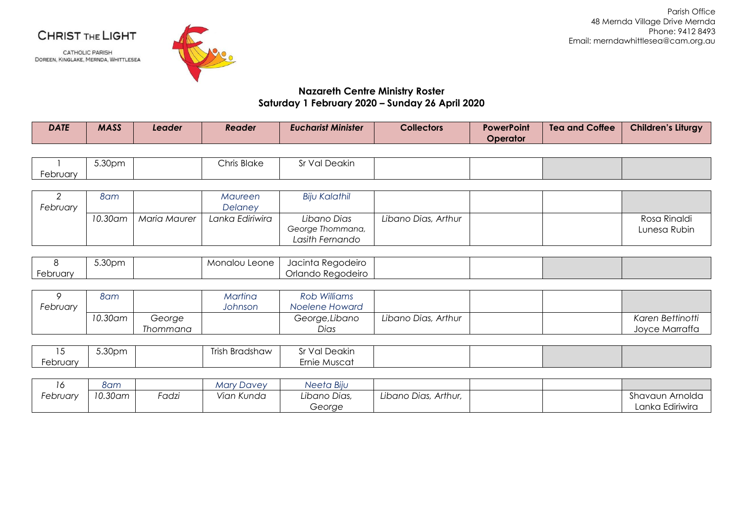**CHRIST THE LIGHT**

CATHOLIC PARISH
DOREEN, KINGLAKE, MERNDA, WHITTLESEA

Parish Office
48 Mernda Village Drive Mernda
Phone: 9412 8493
Email: merndawhittlesea@cam.org.au

## Nazareth Centre Ministry Roster
## Saturday 1 February 2020 – Sunday 26 April 2020

| *DATE* | *MASS* | *Leader* | *Reader* | *Eucharist Minister* | Collectors | PowerPoint Operator | Tea and Coffee | Children's Liturgy |
|---|---|---|---|---|---|---|---|---|
| 1 February | 5.30pm | | Chris Blake | Sr Val Deakin | | | | |
| *2 February* | *8am* | | *Maureen Delaney* | *Biju Kalathil* | | | | |
| | *10.30am* | *Maria Maurer* | *Lanka Ediriwira* | *Libano Dias George Thommana, Lasith Fernando* | *Libano Dias, Arthur* | | | Rosa Rinaldi Lunesa Rubin |
| 8 February | 5.30pm | | Monalou Leone | Jacinta Regodeiro Orlando Regodeiro | | | | |
| *9 February* | *8am* | | *Martina Johnson* | *Rob Williams Noelene Howard* | | | | |
| | *10.30am* | *George Thommana* | | *George,Libano Dias* | *Libano Dias, Arthur* | | | *Karen Bettinotti Joyce Marraffa* |
| 15 February | 5.30pm | | Trish Bradshaw | Sr Val Deakin Ernie Muscat | | | | |
| *16 February* | *8am* | | *Mary Davey* | *Neeta Biju* | | | | |
| | *10.30am* | *Fadzi* | *Vian Kunda* | *Libano Dias, George* | *Libano Dias, Arthur,* | | | Shavaun Arnolda Lanka Ediriwira |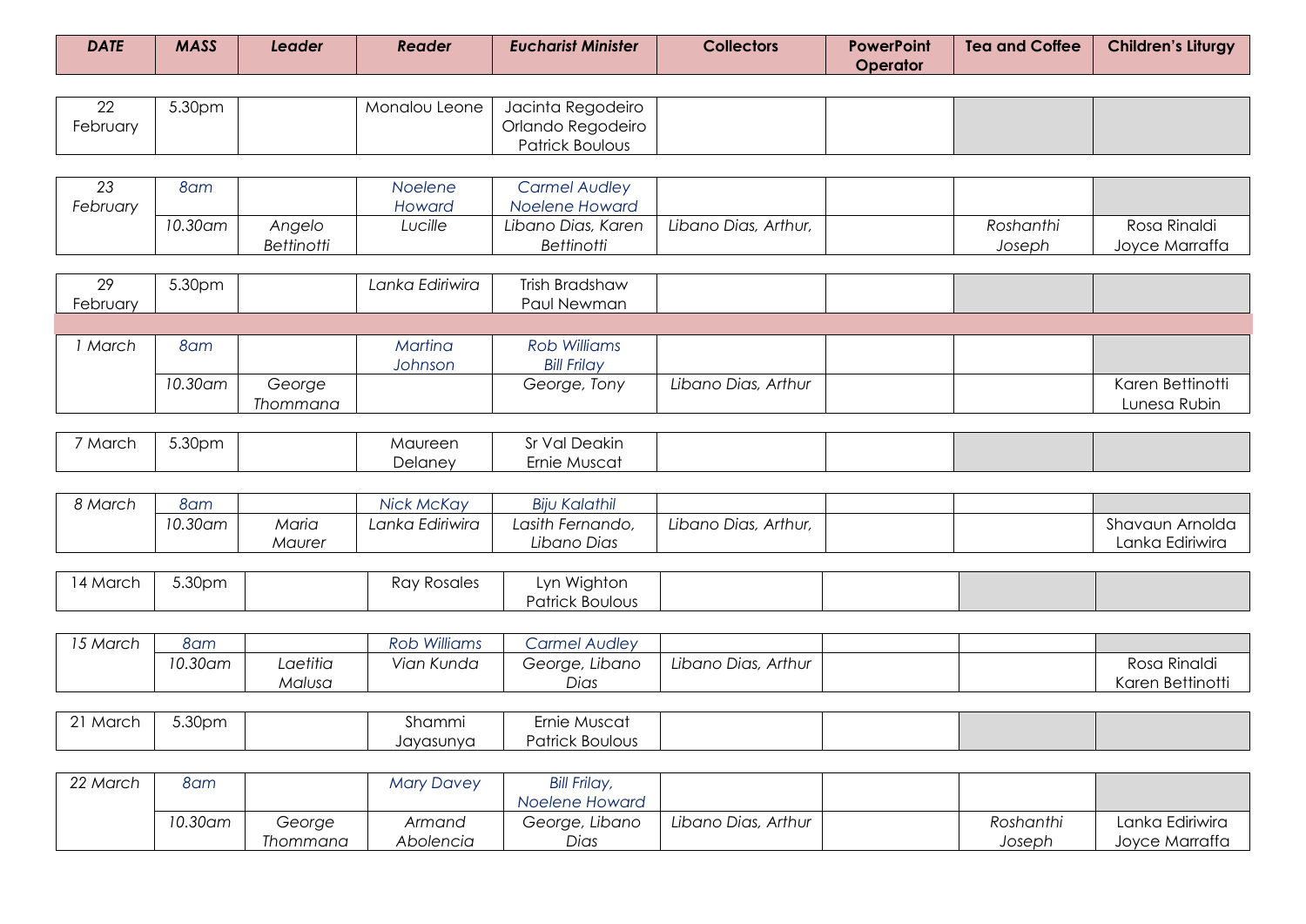| *DATE* | *MASS* | *Leader* | *Reader* | *Eucharist Minister* | **Collectors** | **PowerPoint Operator** | **Tea and Coffee** | **Children's Liturgy** |
|---|---|---|---|---|---|---|---|---|
| 22 February | 5.30pm | | Monalou Leone | Jacinta Regodeiro Orlando Regodeiro Patrick Boulous | | | | |
| *23 February* | *8am* | | *Noelene Howard* | *Carmel Audley Noelene Howard* | | | | |
| | *10.30am* | *Angelo Bettinotti* | *Lucille* | *Libano Dias, Karen Bettinotti* | *Libano Dias, Arthur,* | | *Roshanthi Joseph* | Rosa Rinaldi Joyce Marraffa |
| 29 February | 5.30pm | | *Lanka Ediriwira* | Trish Bradshaw Paul Newman | | | | |
| *1 March* | *8am* | | *Martina Johnson* | *Rob Williams Bill Frilay* | | | | |
| | *10.30am* | *George Thommana* | | *George, Tony* | *Libano Dias, Arthur* | | | Karen Bettinotti Lunesa Rubin |
| 7 March | 5.30pm | | Maureen Delaney | Sr Val Deakin Ernie Muscat | | | | |
| *8 March* | *8am* | | *Nick McKay* | *Biju Kalathil* | | | | |
| | *10.30am* | *Maria Maurer* | *Lanka Ediriwira* | *Lasith Fernando, Libano Dias* | *Libano Dias, Arthur,* | | | Shavaun Arnolda Lanka Ediriwira |
| 14 March | 5.30pm | | Ray Rosales | Lyn Wighton Patrick Boulous | | | | |
| *15 March* | *8am* | | *Rob Williams* | *Carmel Audley* | | | | |
| | *10.30am* | *Laetitia Malusa* | *Vian Kunda* | *George, Libano Dias* | *Libano Dias, Arthur* | | | Rosa Rinaldi Karen Bettinotti |
| 21 March | 5.30pm | | Shammi Jayasunya | Ernie Muscat Patrick Boulous | | | | |
| *22 March* | *8am* | | *Mary Davey* | *Bill Frilay, Noelene Howard* | | | | |
| | *10.30am* | *George Thommana* | *Armand Abolencia* | *George, Libano Dias* | *Libano Dias, Arthur* | | *Roshanthi Joseph* | Lanka Ediriwira Joyce Marraffa |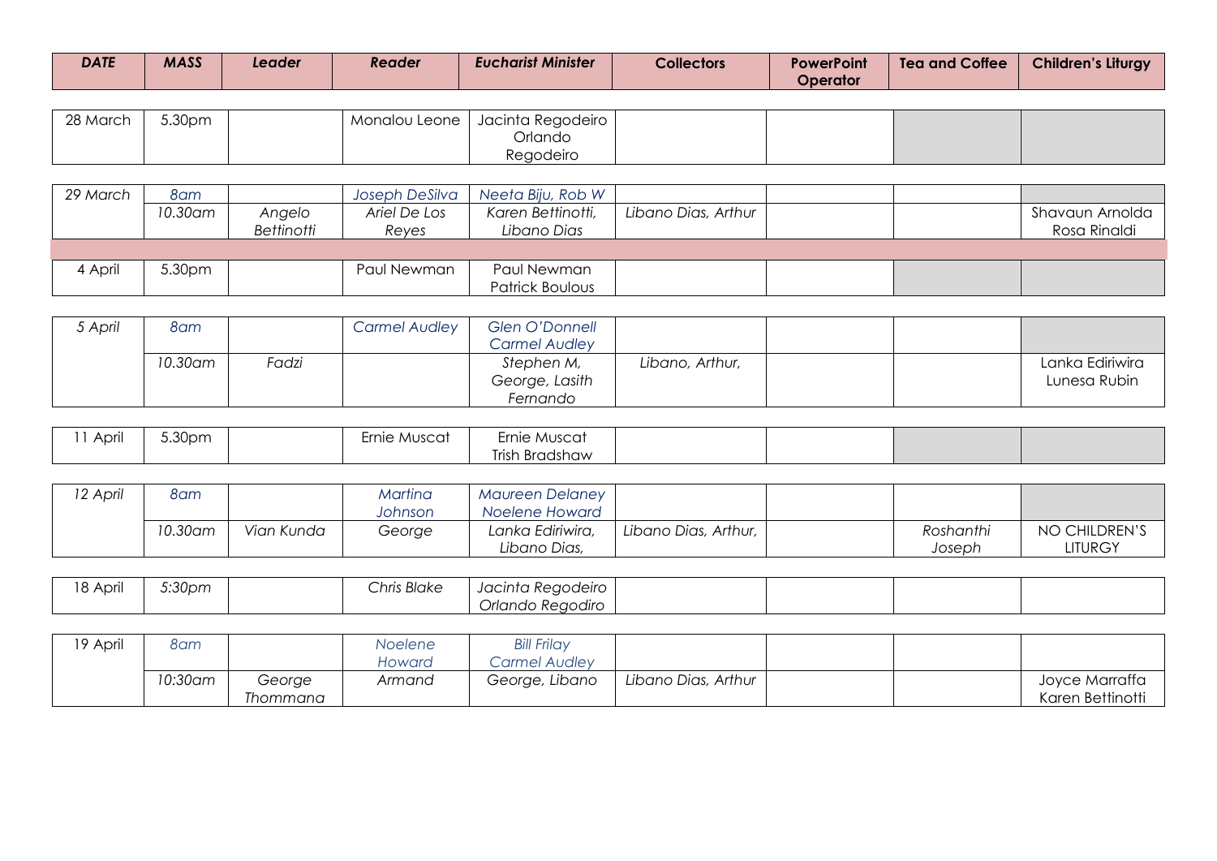| DATE | MASS | Leader | Reader | Eucharist Minister | Collectors | PowerPoint Operator | Tea and Coffee | Children's Liturgy |
|---|---|---|---|---|---|---|---|---|
| 28 March | 5.30pm | | Monalou Leone | Jacinta Regodeiro Orlando Regodeiro | | | | |
| 29 March | 8am | | Joseph DeSilva | Neeta Biju, Rob W | | | | |
| | 10.30am | Angelo Bettinotti | Ariel De Los Reyes | Karen Bettinotti, Libano Dias | Libano Dias, Arthur | | | Shavaun Arnolda Rosa Rinaldi |
| 4 April | 5.30pm | | Paul Newman | Paul Newman Patrick Boulous | | | | |
| 5 April | 8am | | Carmel Audley | Glen O'Donnell Carmel Audley | | | | |
| | 10.30am | Fadzi | | Stephen M, George, Lasith Fernando | Libano, Arthur, | | | Lanka Ediriwira Lunesa Rubin |
| 11 April | 5.30pm | | Ernie Muscat | Ernie Muscat Trish Bradshaw | | | | |
| 12 April | 8am | | Martina Johnson | Maureen Delaney Noelene Howard | | | | |
| | 10.30am | Vian Kunda | George | Lanka Ediriwira, Libano Dias, | Libano Dias, Arthur, | | Roshanthi Joseph | NO CHILDREN'S LITURGY |
| 18 April | 5:30pm | | Chris Blake | Jacinta Regodeiro Orlando Regodiro | | | | |
| 19 April | 8am | | Noelene Howard | Bill Frilay Carmel Audley | | | | |
| | 10:30am | George Thommana | Armand | George, Libano | Libano Dias, Arthur | | | Joyce Marraffa Karen Bettinotti |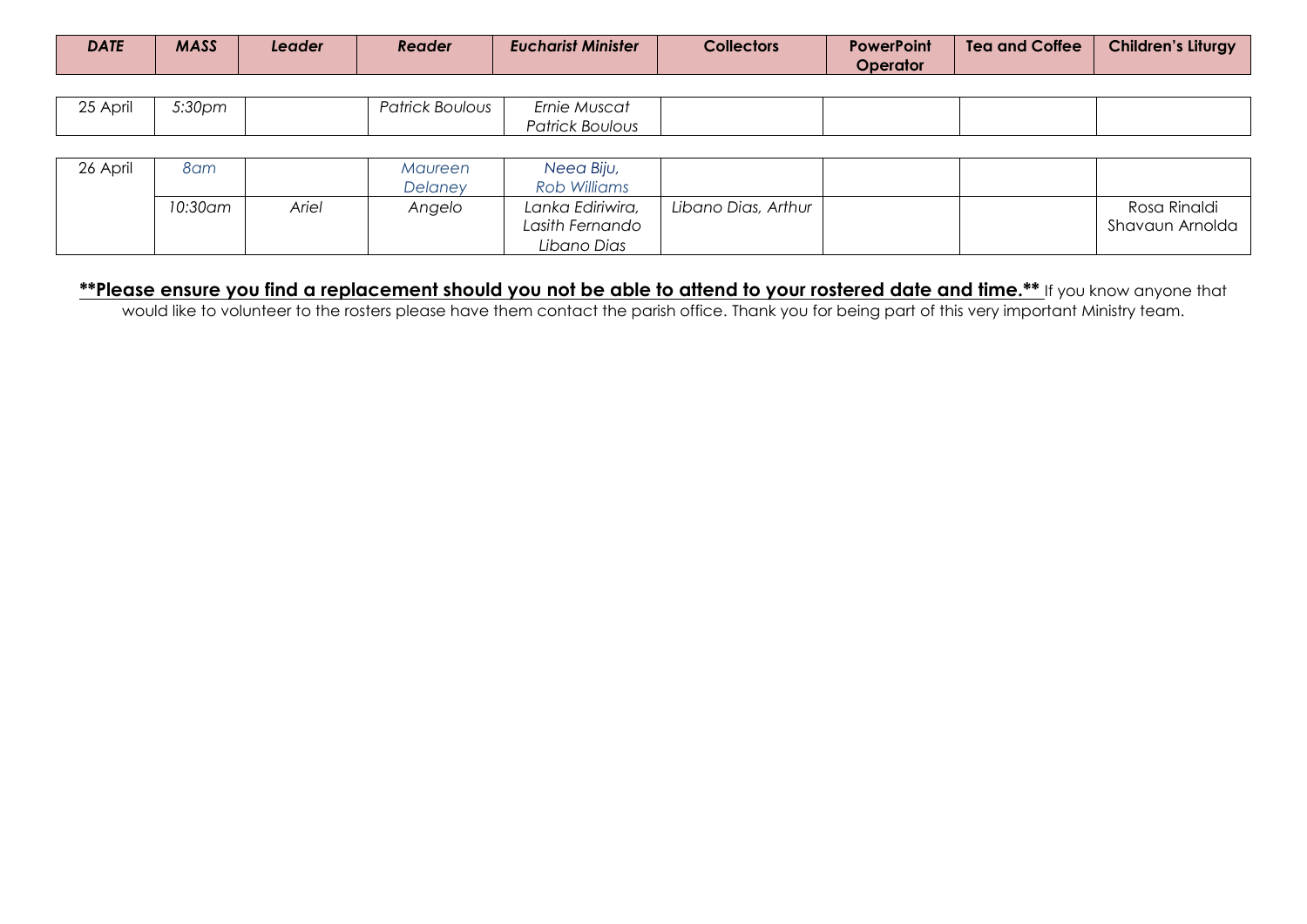| DATE | MASS | Leader | Reader | Eucharist Minister | Collectors | PowerPoint Operator | Tea and Coffee | Children's Liturgy |
|---|---|---|---|---|---|---|---|---|
| 25 April | 5:30pm | | Patrick Boulous | Ernie Muscat Patrick Boulous | | | | |
| 26 April | 8am | | Maureen Delaney | Neea Biju, Rob Williams | | | | |
| | 10:30am | Ariel | Angelo | Lanka Ediriwira, Lasith Fernando Libano Dias | Libano Dias, Arthur | | | Rosa Rinaldi Shavaun Arnolda |

**<u>\*\*Please ensure you find a replacement should you not be able to attend to your rostered date and time.\*\*</u>** If you know anyone that would like to volunteer to the rosters please have them contact the parish office. Thank you for being part of this very important Ministry team.